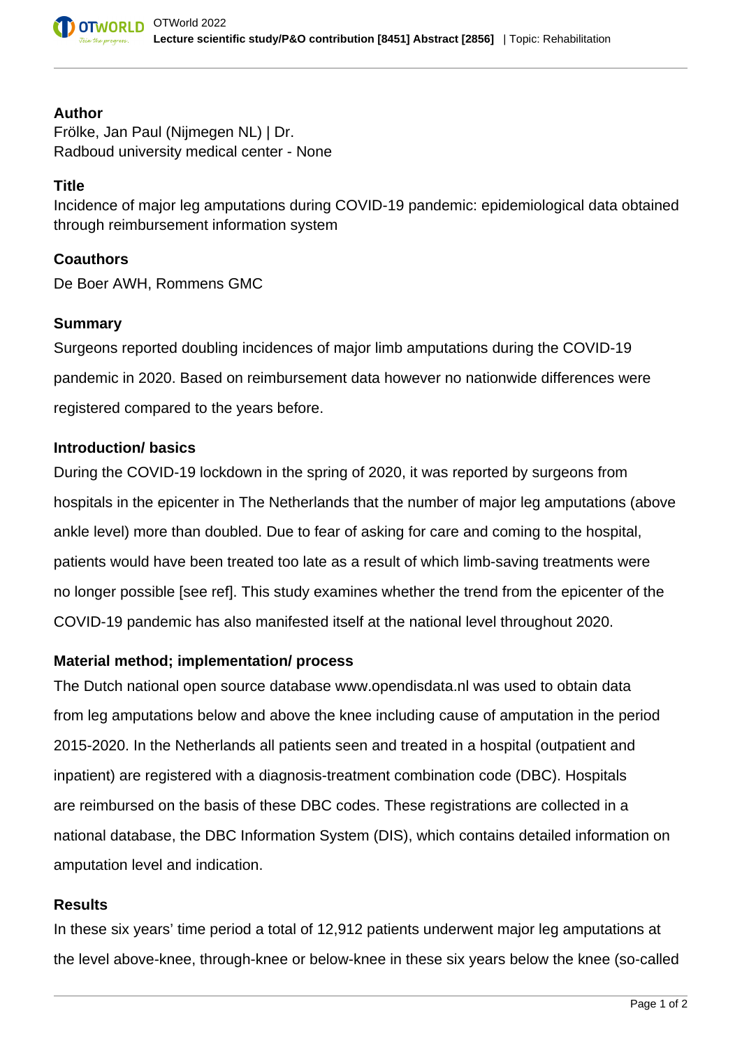**Author**

Frölke, Jan Paul (Nijmegen NL) | Dr.
Radboud university medical center - None

**Title**

Incidence of major leg amputations during COVID-19 pandemic: epidemiological data obtained through reimbursement information system

**Coauthors**

De Boer AWH, Rommens GMC

**Summary**

Surgeons reported doubling incidences of major limb amputations during the COVID-19 pandemic in 2020. Based on reimbursement data however no nationwide differences were registered compared to the years before.

**Introduction/ basics**

During the COVID-19 lockdown in the spring of 2020, it was reported by surgeons from hospitals in the epicenter in The Netherlands that the number of major leg amputations (above ankle level) more than doubled. Due to fear of asking for care and coming to the hospital, patients would have been treated too late as a result of which limb-saving treatments were no longer possible [see ref]. This study examines whether the trend from the epicenter of the COVID-19 pandemic has also manifested itself at the national level throughout 2020.

**Material method; implementation/ process**

The Dutch national open source database www.opendisdata.nl was used to obtain data from leg amputations below and above the knee including cause of amputation in the period 2015-2020. In the Netherlands all patients seen and treated in a hospital (outpatient and inpatient) are registered with a diagnosis-treatment combination code (DBC). Hospitals are reimbursed on the basis of these DBC codes. These registrations are collected in a national database, the DBC Information System (DIS), which contains detailed information on amputation level and indication.

**Results**

In these six years' time period a total of 12,912 patients underwent major leg amputations at the level above-knee, through-knee or below-knee in these six years below the knee (so-called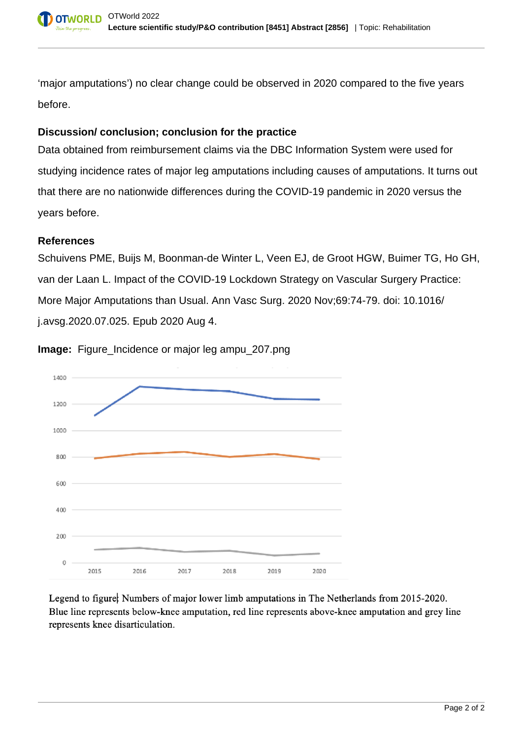‘major amputations’) no clear change could be observed in 2020 compared to the five years before.

### Discussion/ conclusion; conclusion for the practice

Data obtained from reimbursement claims via the DBC Information System were used for studying incidence rates of major leg amputations including causes of amputations. It turns out that there are no nationwide differences during the COVID-19 pandemic in 2020 versus the years before.

### References

Schuivens PME, Buijs M, Boonman-de Winter L, Veen EJ, de Groot HGW, Buimer TG, Ho GH, van der Laan L. Impact of the COVID-19 Lockdown Strategy on Vascular Surgery Practice: More Major Amputations than Usual. Ann Vasc Surg. 2020 Nov;69:74-79. doi: 10.1016/j.avsg.2020.07.025. Epub 2020 Aug 4.

**Image:** Figure_Incidence or major leg ampu_207.png

1400
1200
1000
800
600
400
200
0
2015
2016
2017
2018
2019
2020

Legend to figure: Numbers of major lower limb amputations in The Netherlands from 2015-2020. Blue line represents below-knee amputation, red line represents above-knee amputation and grey line represents knee disarticulation.